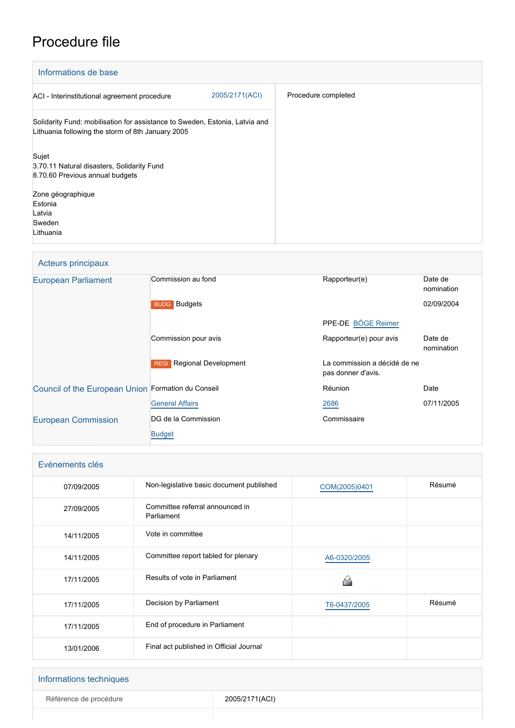# Procedure file

## Informations de base

| | |
|---|---|
| ACI - Interinstitutional agreement procedure 2005/2171(ACI) | Procedure completed |
| Solidarity Fund: mobilisation for assistance to Sweden, Estonia, Latvia and Lithuania following the storm of 8th January 2005 | |
| Sujet<br>3.70.11 Natural disasters, Solidarity Fund<br>8.70.60 Previous annual budgets | |
| Zone géographique<br>Estonia<br>Latvia<br>Sweden<br>Lithuania | |

## Acteurs principaux

| | | | |
|---|---|---|---|
| European Parliament | Commission au fond | Rapporteur(e) | Date de nomination |
| | BUDG Budgets | | 02/09/2004 |
| | | PPE-DE BÖGE Reimer | |
| | Commission pour avis | Rapporteur(e) pour avis | Date de nomination |
| | REGI Regional Development | La commission a décidé de ne pas donner d'avis. | |
| Council of the European Union | Formation du Conseil | Réunion | Date |
| | General Affairs | 2686 | 07/11/2005 |
| European Commission | DG de la Commission | Commissaire | |
| | Budget | | |

## Evénements clés

| | | | |
|---|---|---|---|
| 07/09/2005 | Non-legislative basic document published | COM(2005)0401 | Résumé |
| 27/09/2005 | Committee referral announced in Parliament | | |
| 14/11/2005 | Vote in committee | | |
| 14/11/2005 | Committee report tabled for plenary | A6-0320/2005 | |
| 17/11/2005 | Results of vote in Parliament | | |
| 17/11/2005 | Decision by Parliament | T6-0437/2005 | Résumé |
| 17/11/2005 | End of procedure in Parliament | | |
| 13/01/2006 | Final act published in Official Journal | | |

## Informations techniques

| | |
|---|---|
| Référence de procédure | 2005/2171(ACI) |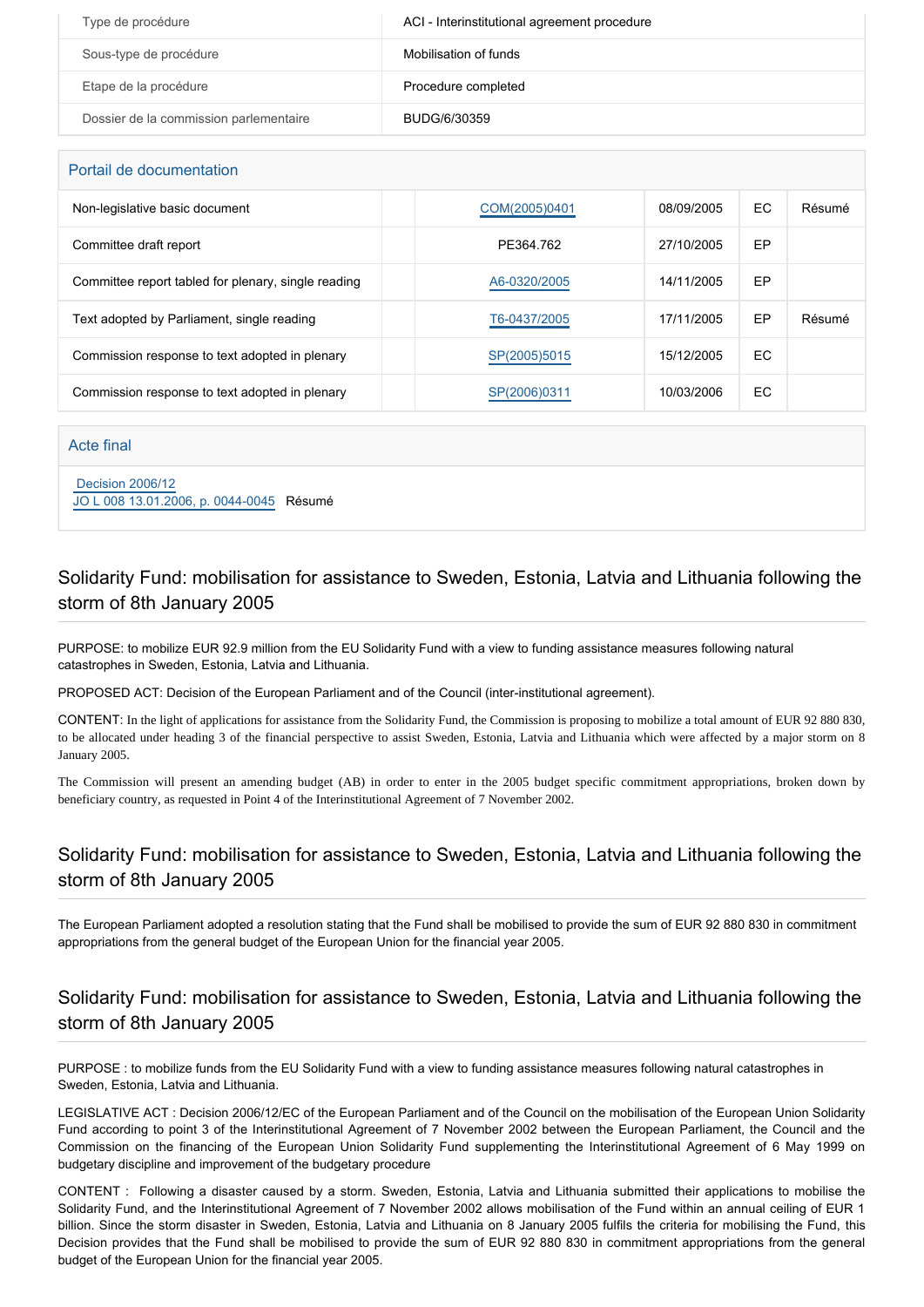| | |
|---|---|
| Type de procédure | ACI - Interinstitutional agreement procedure |
| Sous-type de procédure | Mobilisation of funds |
| Etape de la procédure | Procedure completed |
| Dossier de la commission parlementaire | BUDG/6/30359 |

## Portail de documentation

| | | | | | |
|---|---|---|---|---|---|
| Non-legislative basic document | | COM(2005)0401 | 08/09/2005 | EC | Résumé |
| Committee draft report | | PE364.762 | 27/10/2005 | EP | |
| Committee report tabled for plenary, single reading | | A6-0320/2005 | 14/11/2005 | EP | |
| Text adopted by Parliament, single reading | | T6-0437/2005 | 17/11/2005 | EP | Résumé |
| Commission response to text adopted in plenary | | SP(2005)5015 | 15/12/2005 | EC | |
| Commission response to text adopted in plenary | | SP(2006)0311 | 10/03/2006 | EC | |

## Acte final

Decision 2006/12
JO L 008 13.01.2006, p. 0044-0045 Résumé

## Solidarity Fund: mobilisation for assistance to Sweden, Estonia, Latvia and Lithuania following the storm of 8th January 2005

PURPOSE: to mobilize EUR 92.9 million from the EU Solidarity Fund with a view to funding assistance measures following natural catastrophes in Sweden, Estonia, Latvia and Lithuania.

PROPOSED ACT: Decision of the European Parliament and of the Council (inter-institutional agreement).

CONTENT: In the light of applications for assistance from the Solidarity Fund, the Commission is proposing to mobilize a total amount of EUR 92 880 830, to be allocated under heading 3 of the financial perspective to assist Sweden, Estonia, Latvia and Lithuania which were affected by a major storm on 8 January 2005.

The Commission will present an amending budget (AB) in order to enter in the 2005 budget specific commitment appropriations, broken down by beneficiary country, as requested in Point 4 of the Interinstitutional Agreement of 7 November 2002.

## Solidarity Fund: mobilisation for assistance to Sweden, Estonia, Latvia and Lithuania following the storm of 8th January 2005

The European Parliament adopted a resolution stating that the Fund shall be mobilised to provide the sum of EUR 92 880 830 in commitment appropriations from the general budget of the European Union for the financial year 2005.

## Solidarity Fund: mobilisation for assistance to Sweden, Estonia, Latvia and Lithuania following the storm of 8th January 2005

PURPOSE : to mobilize funds from the EU Solidarity Fund with a view to funding assistance measures following natural catastrophes in Sweden, Estonia, Latvia and Lithuania.

LEGISLATIVE ACT : Decision 2006/12/EC of the European Parliament and of the Council on the mobilisation of the European Union Solidarity Fund according to point 3 of the Interinstitutional Agreement of 7 November 2002 between the European Parliament, the Council and the Commission on the financing of the European Union Solidarity Fund supplementing the Interinstitutional Agreement of 6 May 1999 on budgetary discipline and improvement of the budgetary procedure

CONTENT : Following a disaster caused by a storm. Sweden, Estonia, Latvia and Lithuania submitted their applications to mobilise the Solidarity Fund, and the Interinstitutional Agreement of 7 November 2002 allows mobilisation of the Fund within an annual ceiling of EUR 1 billion. Since the storm disaster in Sweden, Estonia, Latvia and Lithuania on 8 January 2005 fulfils the criteria for mobilising the Fund, this Decision provides that the Fund shall be mobilised to provide the sum of EUR 92 880 830 in commitment appropriations from the general budget of the European Union for the financial year 2005.